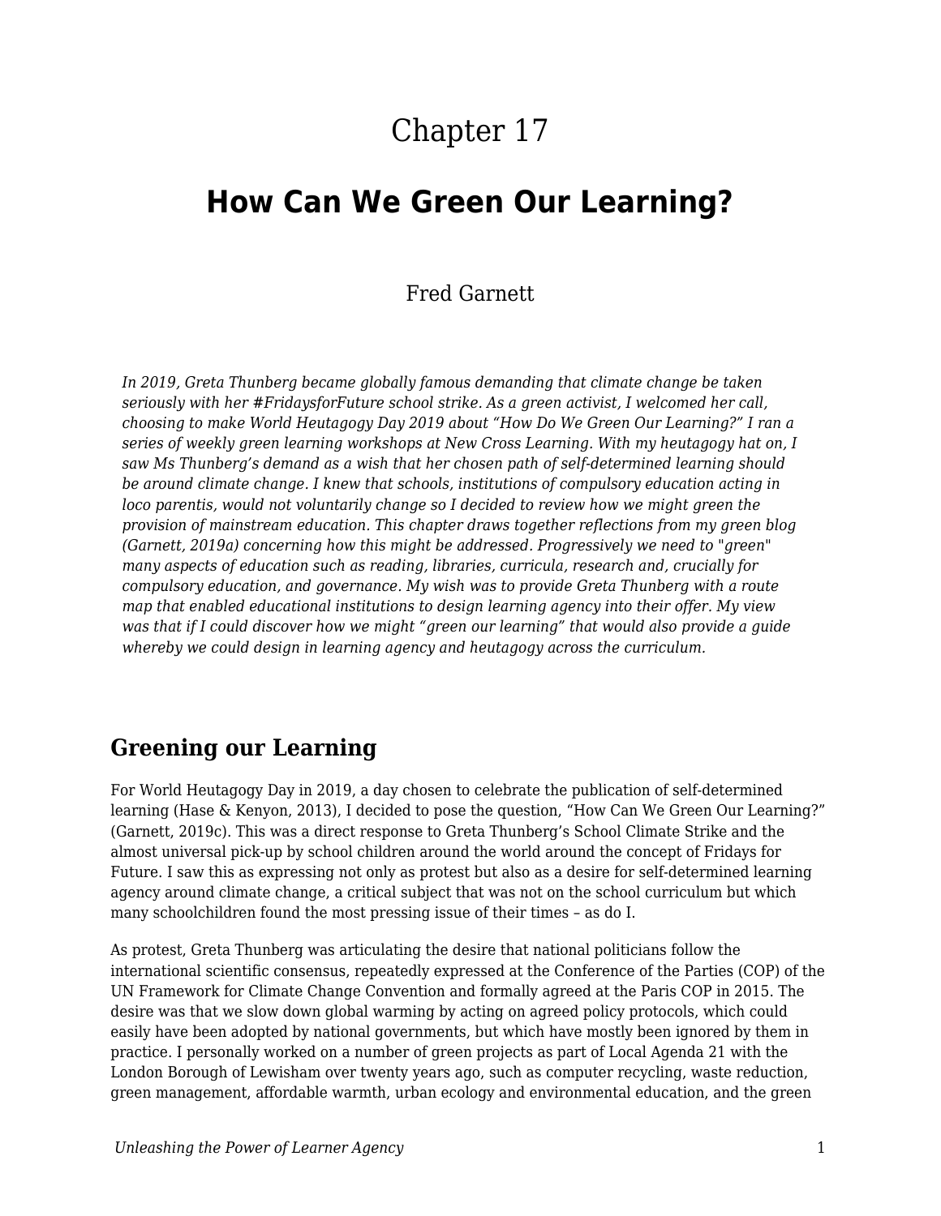Chapter 17

# How Can We Green Our Learning?

Fred Garnett

*In 2019, Greta Thunberg became globally famous demanding that climate change be taken seriously with her #FridaysforFuture school strike. As a green activist, I welcomed her call, choosing to make World Heutagogy Day 2019 about "How Do We Green Our Learning?" I ran a series of weekly green learning workshops at New Cross Learning. With my heutagogy hat on, I saw Ms Thunberg's demand as a wish that her chosen path of self-determined learning should be around climate change. I knew that schools, institutions of compulsory education acting in loco parentis, would not voluntarily change so I decided to review how we might green the provision of mainstream education. This chapter draws together reflections from my green blog (Garnett, 2019a) concerning how this might be addressed. Progressively we need to "green" many aspects of education such as reading, libraries, curricula, research and, crucially for compulsory education, and governance. My wish was to provide Greta Thunberg with a route map that enabled educational institutions to design learning agency into their offer. My view was that if I could discover how we might "green our learning" that would also provide a guide whereby we could design in learning agency and heutagogy across the curriculum.*

## Greening our Learning

For World Heutagogy Day in 2019, a day chosen to celebrate the publication of self-determined learning (Hase & Kenyon, 2013), I decided to pose the question, "How Can We Green Our Learning?" (Garnett, 2019c). This was a direct response to Greta Thunberg's School Climate Strike and the almost universal pick-up by school children around the world around the concept of Fridays for Future. I saw this as expressing not only as protest but also as a desire for self-determined learning agency around climate change, a critical subject that was not on the school curriculum but which many schoolchildren found the most pressing issue of their times – as do I.

As protest, Greta Thunberg was articulating the desire that national politicians follow the international scientific consensus, repeatedly expressed at the Conference of the Parties (COP) of the UN Framework for Climate Change Convention and formally agreed at the Paris COP in 2015. The desire was that we slow down global warming by acting on agreed policy protocols, which could easily have been adopted by national governments, but which have mostly been ignored by them in practice. I personally worked on a number of green projects as part of Local Agenda 21 with the London Borough of Lewisham over twenty years ago, such as computer recycling, waste reduction, green management, affordable warmth, urban ecology and environmental education, and the green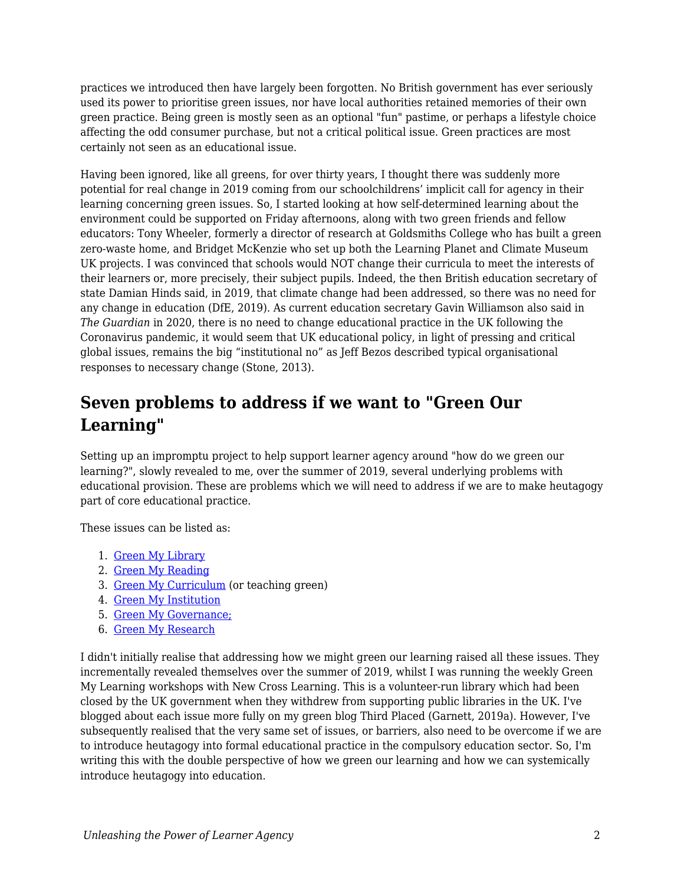practices we introduced then have largely been forgotten. No British government has ever seriously used its power to prioritise green issues, nor have local authorities retained memories of their own green practice. Being green is mostly seen as an optional "fun" pastime, or perhaps a lifestyle choice affecting the odd consumer purchase, but not a critical political issue. Green practices are most certainly not seen as an educational issue.

Having been ignored, like all greens, for over thirty years, I thought there was suddenly more potential for real change in 2019 coming from our schoolchildrens' implicit call for agency in their learning concerning green issues. So, I started looking at how self-determined learning about the environment could be supported on Friday afternoons, along with two green friends and fellow educators: Tony Wheeler, formerly a director of research at Goldsmiths College who has built a green zero-waste home, and Bridget McKenzie who set up both the Learning Planet and Climate Museum UK projects. I was convinced that schools would NOT change their curricula to meet the interests of their learners or, more precisely, their subject pupils. Indeed, the then British education secretary of state Damian Hinds said, in 2019, that climate change had been addressed, so there was no need for any change in education (DfE, 2019). As current education secretary Gavin Williamson also said in *The Guardian* in 2020, there is no need to change educational practice in the UK following the Coronavirus pandemic, it would seem that UK educational policy, in light of pressing and critical global issues, remains the big “institutional no” as Jeff Bezos described typical organisational responses to necessary change (Stone, 2013).

## Seven problems to address if we want to "Green Our Learning"

Setting up an impromptu project to help support learner agency around "how do we green our learning?", slowly revealed to me, over the summer of 2019, several underlying problems with educational provision. These are problems which we will need to address if we are to make heutagogy part of core educational practice.

These issues can be listed as:

1. Green My Library
2. Green My Reading
3. Green My Curriculum (or teaching green)
4. Green My Institution
5. Green My Governance;
6. Green My Research

I didn't initially realise that addressing how we might green our learning raised all these issues. They incrementally revealed themselves over the summer of 2019, whilst I was running the weekly Green My Learning workshops with New Cross Learning. This is a volunteer-run library which had been closed by the UK government when they withdrew from supporting public libraries in the UK. I've blogged about each issue more fully on my green blog Third Placed (Garnett, 2019a). However, I've subsequently realised that the very same set of issues, or barriers, also need to be overcome if we are to introduce heutagogy into formal educational practice in the compulsory education sector. So, I'm writing this with the double perspective of how we green our learning and how we can systemically introduce heutagogy into education.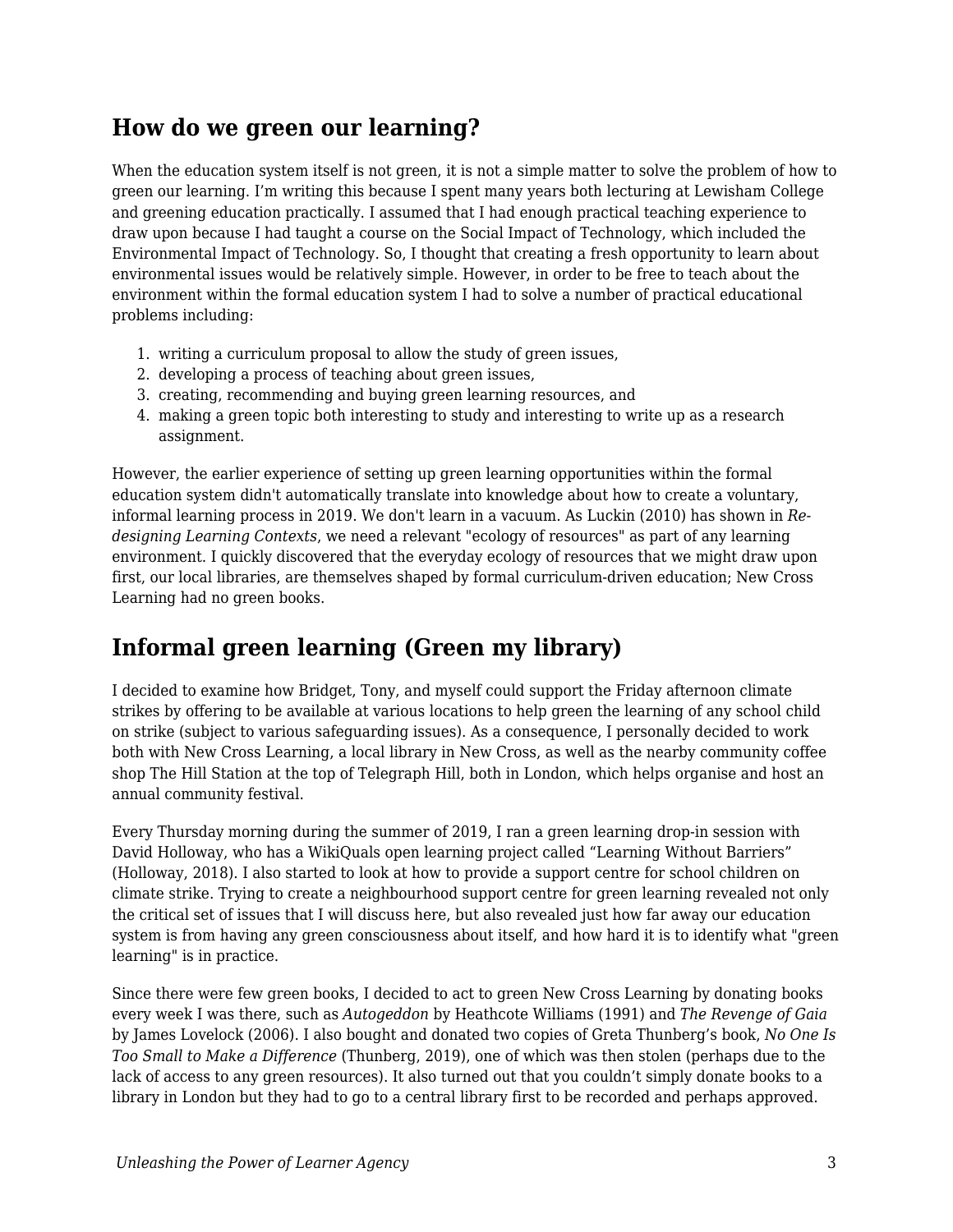## How do we green our learning?

When the education system itself is not green, it is not a simple matter to solve the problem of how to green our learning. I'm writing this because I spent many years both lecturing at Lewisham College and greening education practically. I assumed that I had enough practical teaching experience to draw upon because I had taught a course on the Social Impact of Technology, which included the Environmental Impact of Technology. So, I thought that creating a fresh opportunity to learn about environmental issues would be relatively simple. However, in order to be free to teach about the environment within the formal education system I had to solve a number of practical educational problems including:

1. writing a curriculum proposal to allow the study of green issues,
2. developing a process of teaching about green issues,
3. creating, recommending and buying green learning resources, and
4. making a green topic both interesting to study and interesting to write up as a research assignment.

However, the earlier experience of setting up green learning opportunities within the formal education system didn't automatically translate into knowledge about how to create a voluntary, informal learning process in 2019. We don't learn in a vacuum. As Luckin (2010) has shown in *Re-designing Learning Contexts*, we need a relevant "ecology of resources" as part of any learning environment. I quickly discovered that the everyday ecology of resources that we might draw upon first, our local libraries, are themselves shaped by formal curriculum-driven education; New Cross Learning had no green books.

## Informal green learning (Green my library)

I decided to examine how Bridget, Tony, and myself could support the Friday afternoon climate strikes by offering to be available at various locations to help green the learning of any school child on strike (subject to various safeguarding issues). As a consequence, I personally decided to work both with New Cross Learning, a local library in New Cross, as well as the nearby community coffee shop The Hill Station at the top of Telegraph Hill, both in London, which helps organise and host an annual community festival.

Every Thursday morning during the summer of 2019, I ran a green learning drop-in session with David Holloway, who has a WikiQuals open learning project called "Learning Without Barriers" (Holloway, 2018). I also started to look at how to provide a support centre for school children on climate strike. Trying to create a neighbourhood support centre for green learning revealed not only the critical set of issues that I will discuss here, but also revealed just how far away our education system is from having any green consciousness about itself, and how hard it is to identify what "green learning" is in practice.

Since there were few green books, I decided to act to green New Cross Learning by donating books every week I was there, such as *Autogeddon* by Heathcote Williams (1991) and *The Revenge of Gaia* by James Lovelock (2006). I also bought and donated two copies of Greta Thunberg's book, *No One Is Too Small to Make a Difference* (Thunberg, 2019), one of which was then stolen (perhaps due to the lack of access to any green resources). It also turned out that you couldn't simply donate books to a library in London but they had to go to a central library first to be recorded and perhaps approved.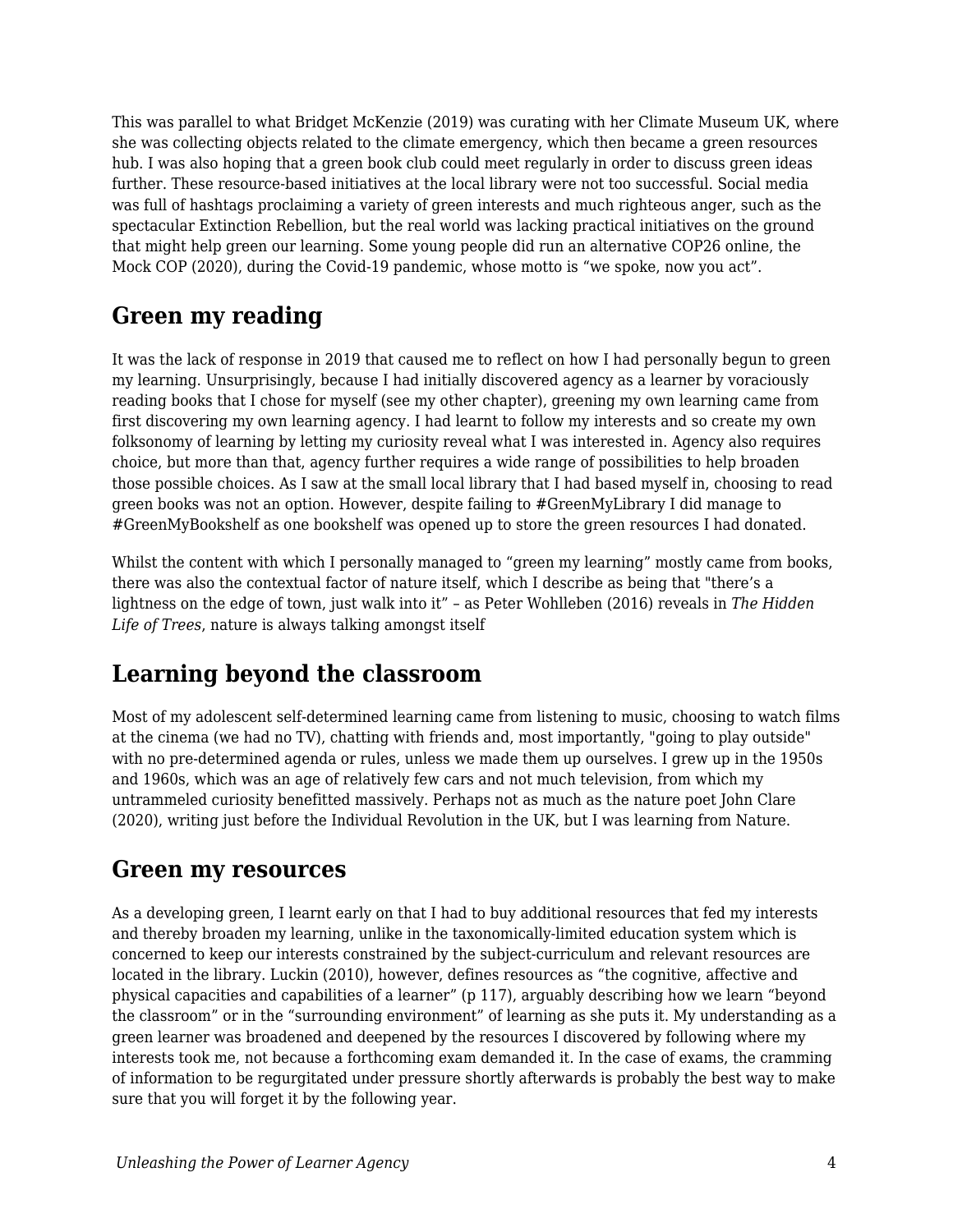This was parallel to what Bridget McKenzie (2019) was curating with her Climate Museum UK, where she was collecting objects related to the climate emergency, which then became a green resources hub. I was also hoping that a green book club could meet regularly in order to discuss green ideas further. These resource-based initiatives at the local library were not too successful. Social media was full of hashtags proclaiming a variety of green interests and much righteous anger, such as the spectacular Extinction Rebellion, but the real world was lacking practical initiatives on the ground that might help green our learning. Some young people did run an alternative COP26 online, the Mock COP (2020), during the Covid-19 pandemic, whose motto is "we spoke, now you act".

## Green my reading

It was the lack of response in 2019 that caused me to reflect on how I had personally begun to green my learning. Unsurprisingly, because I had initially discovered agency as a learner by voraciously reading books that I chose for myself (see my other chapter), greening my own learning came from first discovering my own learning agency. I had learnt to follow my interests and so create my own folksonomy of learning by letting my curiosity reveal what I was interested in. Agency also requires choice, but more than that, agency further requires a wide range of possibilities to help broaden those possible choices. As I saw at the small local library that I had based myself in, choosing to read green books was not an option. However, despite failing to #GreenMyLibrary I did manage to #GreenMyBookshelf as one bookshelf was opened up to store the green resources I had donated.

Whilst the content with which I personally managed to "green my learning" mostly came from books, there was also the contextual factor of nature itself, which I describe as being that "there's a lightness on the edge of town, just walk into it" – as Peter Wohlleben (2016) reveals in *The Hidden Life of Trees*, nature is always talking amongst itself

## Learning beyond the classroom

Most of my adolescent self-determined learning came from listening to music, choosing to watch films at the cinema (we had no TV), chatting with friends and, most importantly, "going to play outside" with no pre-determined agenda or rules, unless we made them up ourselves. I grew up in the 1950s and 1960s, which was an age of relatively few cars and not much television, from which my untrammeled curiosity benefitted massively. Perhaps not as much as the nature poet John Clare (2020), writing just before the Individual Revolution in the UK, but I was learning from Nature.

## Green my resources

As a developing green, I learnt early on that I had to buy additional resources that fed my interests and thereby broaden my learning, unlike in the taxonomically-limited education system which is concerned to keep our interests constrained by the subject-curriculum and relevant resources are located in the library. Luckin (2010), however, defines resources as "the cognitive, affective and physical capacities and capabilities of a learner" (p 117), arguably describing how we learn "beyond the classroom" or in the "surrounding environment" of learning as she puts it. My understanding as a green learner was broadened and deepened by the resources I discovered by following where my interests took me, not because a forthcoming exam demanded it. In the case of exams, the cramming of information to be regurgitated under pressure shortly afterwards is probably the best way to make sure that you will forget it by the following year.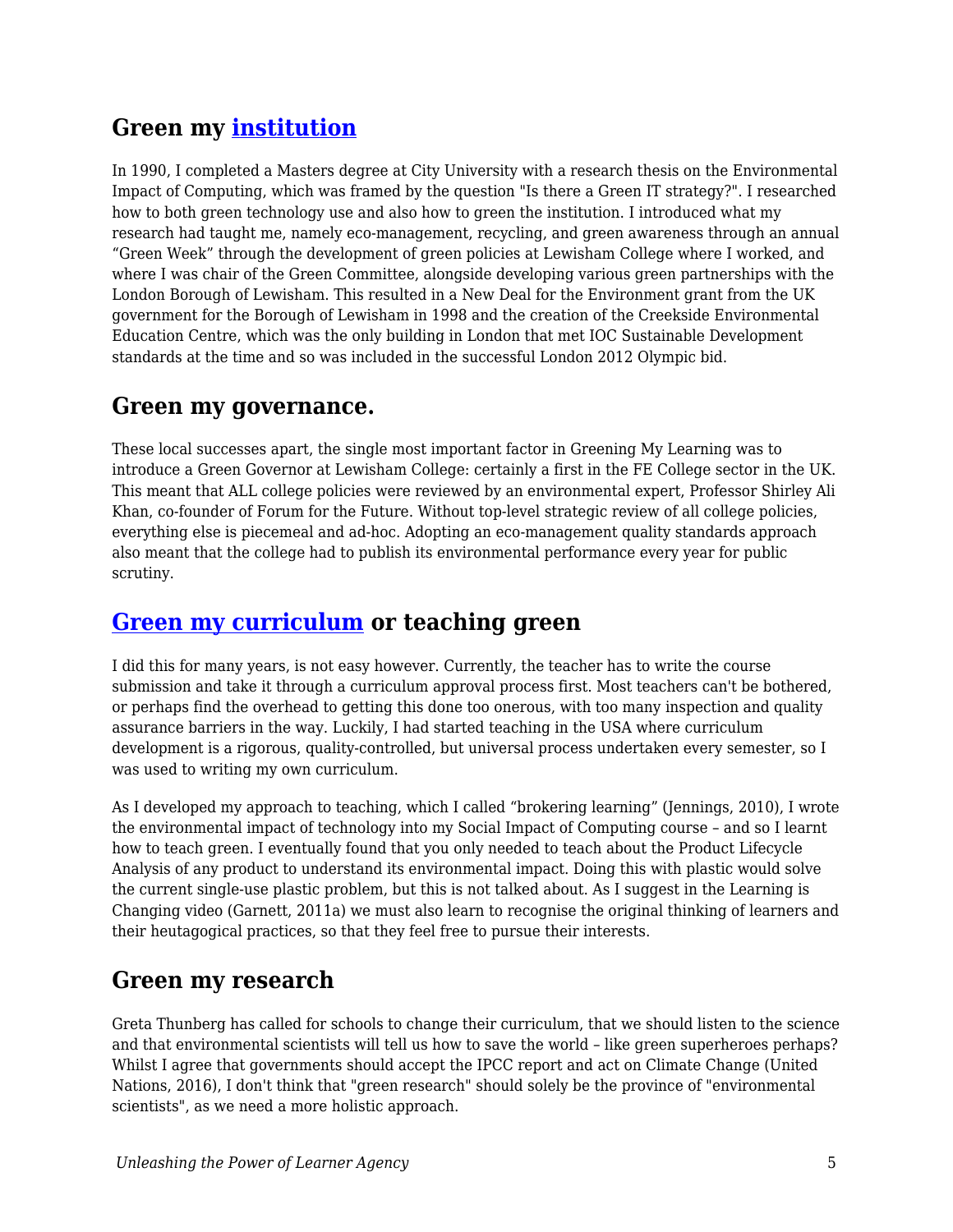## Green my institution

In 1990, I completed a Masters degree at City University with a research thesis on the Environmental Impact of Computing, which was framed by the question "Is there a Green IT strategy?". I researched how to both green technology use and also how to green the institution. I introduced what my research had taught me, namely eco-management, recycling, and green awareness through an annual "Green Week" through the development of green policies at Lewisham College where I worked, and where I was chair of the Green Committee, alongside developing various green partnerships with the London Borough of Lewisham. This resulted in a New Deal for the Environment grant from the UK government for the Borough of Lewisham in 1998 and the creation of the Creekside Environmental Education Centre, which was the only building in London that met IOC Sustainable Development standards at the time and so was included in the successful London 2012 Olympic bid.

## Green my governance.

These local successes apart, the single most important factor in Greening My Learning was to introduce a Green Governor at Lewisham College: certainly a first in the FE College sector in the UK. This meant that ALL college policies were reviewed by an environmental expert, Professor Shirley Ali Khan, co-founder of Forum for the Future. Without top-level strategic review of all college policies, everything else is piecemeal and ad-hoc. Adopting an eco-management quality standards approach also meant that the college had to publish its environmental performance every year for public scrutiny.

## Green my curriculum or teaching green

I did this for many years, is not easy however. Currently, the teacher has to write the course submission and take it through a curriculum approval process first. Most teachers can't be bothered, or perhaps find the overhead to getting this done too onerous, with too many inspection and quality assurance barriers in the way. Luckily, I had started teaching in the USA where curriculum development is a rigorous, quality-controlled, but universal process undertaken every semester, so I was used to writing my own curriculum.

As I developed my approach to teaching, which I called "brokering learning" (Jennings, 2010), I wrote the environmental impact of technology into my Social Impact of Computing course – and so I learnt how to teach green. I eventually found that you only needed to teach about the Product Lifecycle Analysis of any product to understand its environmental impact. Doing this with plastic would solve the current single-use plastic problem, but this is not talked about. As I suggest in the Learning is Changing video (Garnett, 2011a) we must also learn to recognise the original thinking of learners and their heutagogical practices, so that they feel free to pursue their interests.

## Green my research

Greta Thunberg has called for schools to change their curriculum, that we should listen to the science and that environmental scientists will tell us how to save the world – like green superheroes perhaps? Whilst I agree that governments should accept the IPCC report and act on Climate Change (United Nations, 2016), I don't think that "green research" should solely be the province of "environmental scientists", as we need a more holistic approach.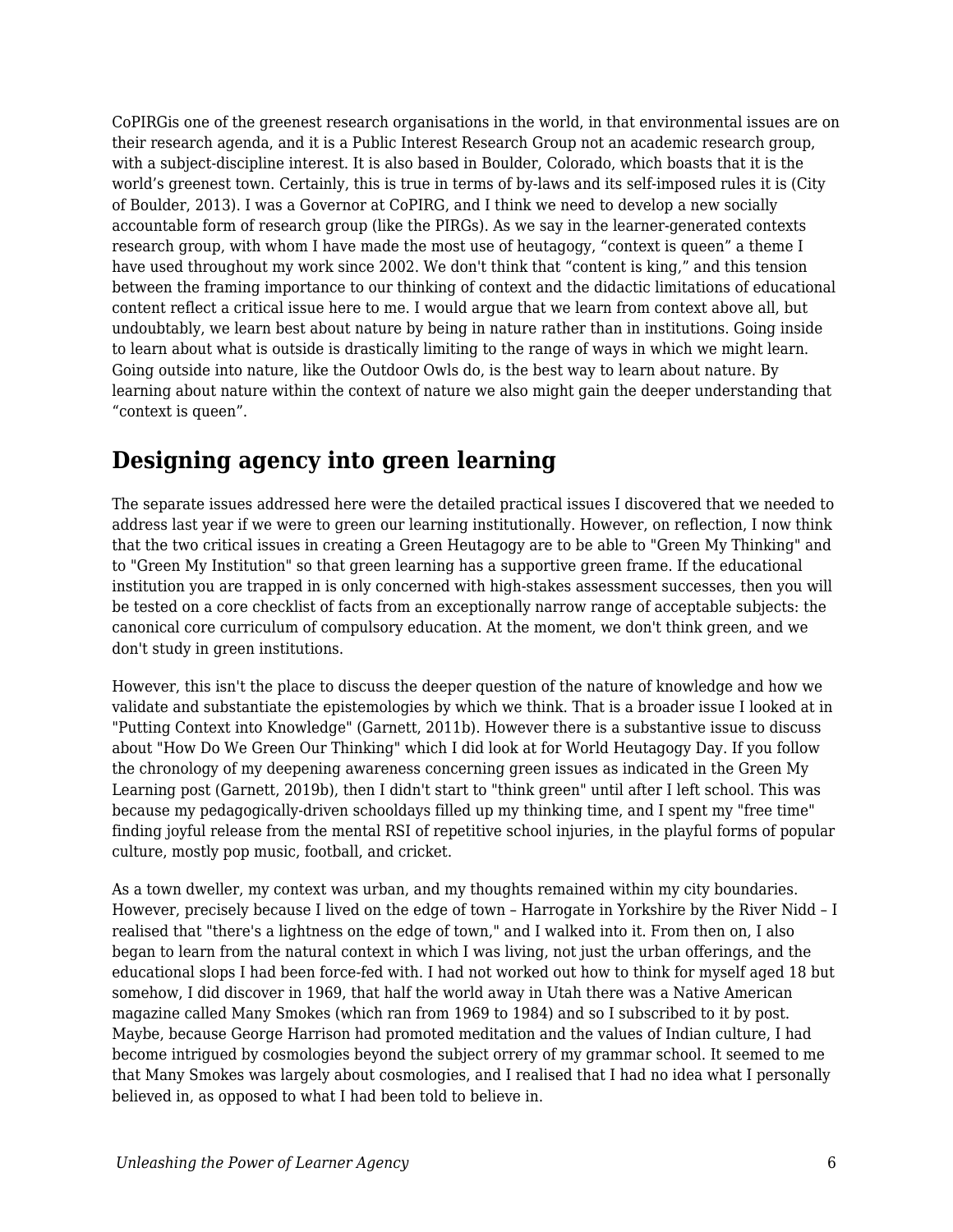CoPIRGis one of the greenest research organisations in the world, in that environmental issues are on their research agenda, and it is a Public Interest Research Group not an academic research group, with a subject-discipline interest. It is also based in Boulder, Colorado, which boasts that it is the world's greenest town. Certainly, this is true in terms of by-laws and its self-imposed rules it is (City of Boulder, 2013). I was a Governor at CoPIRG, and I think we need to develop a new socially accountable form of research group (like the PIRGs). As we say in the learner-generated contexts research group, with whom I have made the most use of heutagogy, "context is queen" a theme I have used throughout my work since 2002. We don't think that "content is king," and this tension between the framing importance to our thinking of context and the didactic limitations of educational content reflect a critical issue here to me. I would argue that we learn from context above all, but undoubtably, we learn best about nature by being in nature rather than in institutions. Going inside to learn about what is outside is drastically limiting to the range of ways in which we might learn. Going outside into nature, like the Outdoor Owls do, is the best way to learn about nature. By learning about nature within the context of nature we also might gain the deeper understanding that "context is queen".

## Designing agency into green learning

The separate issues addressed here were the detailed practical issues I discovered that we needed to address last year if we were to green our learning institutionally. However, on reflection, I now think that the two critical issues in creating a Green Heutagogy are to be able to "Green My Thinking" and to "Green My Institution" so that green learning has a supportive green frame. If the educational institution you are trapped in is only concerned with high-stakes assessment successes, then you will be tested on a core checklist of facts from an exceptionally narrow range of acceptable subjects: the canonical core curriculum of compulsory education. At the moment, we don't think green, and we don't study in green institutions.

However, this isn't the place to discuss the deeper question of the nature of knowledge and how we validate and substantiate the epistemologies by which we think. That is a broader issue I looked at in "Putting Context into Knowledge" (Garnett, 2011b). However there is a substantive issue to discuss about "How Do We Green Our Thinking" which I did look at for World Heutagogy Day. If you follow the chronology of my deepening awareness concerning green issues as indicated in the Green My Learning post (Garnett, 2019b), then I didn't start to "think green" until after I left school. This was because my pedagogically-driven schooldays filled up my thinking time, and I spent my "free time" finding joyful release from the mental RSI of repetitive school injuries, in the playful forms of popular culture, mostly pop music, football, and cricket.

As a town dweller, my context was urban, and my thoughts remained within my city boundaries. However, precisely because I lived on the edge of town – Harrogate in Yorkshire by the River Nidd – I realised that "there's a lightness on the edge of town," and I walked into it. From then on, I also began to learn from the natural context in which I was living, not just the urban offerings, and the educational slops I had been force-fed with. I had not worked out how to think for myself aged 18 but somehow, I did discover in 1969, that half the world away in Utah there was a Native American magazine called Many Smokes (which ran from 1969 to 1984) and so I subscribed to it by post. Maybe, because George Harrison had promoted meditation and the values of Indian culture, I had become intrigued by cosmologies beyond the subject orrery of my grammar school. It seemed to me that Many Smokes was largely about cosmologies, and I realised that I had no idea what I personally believed in, as opposed to what I had been told to believe in.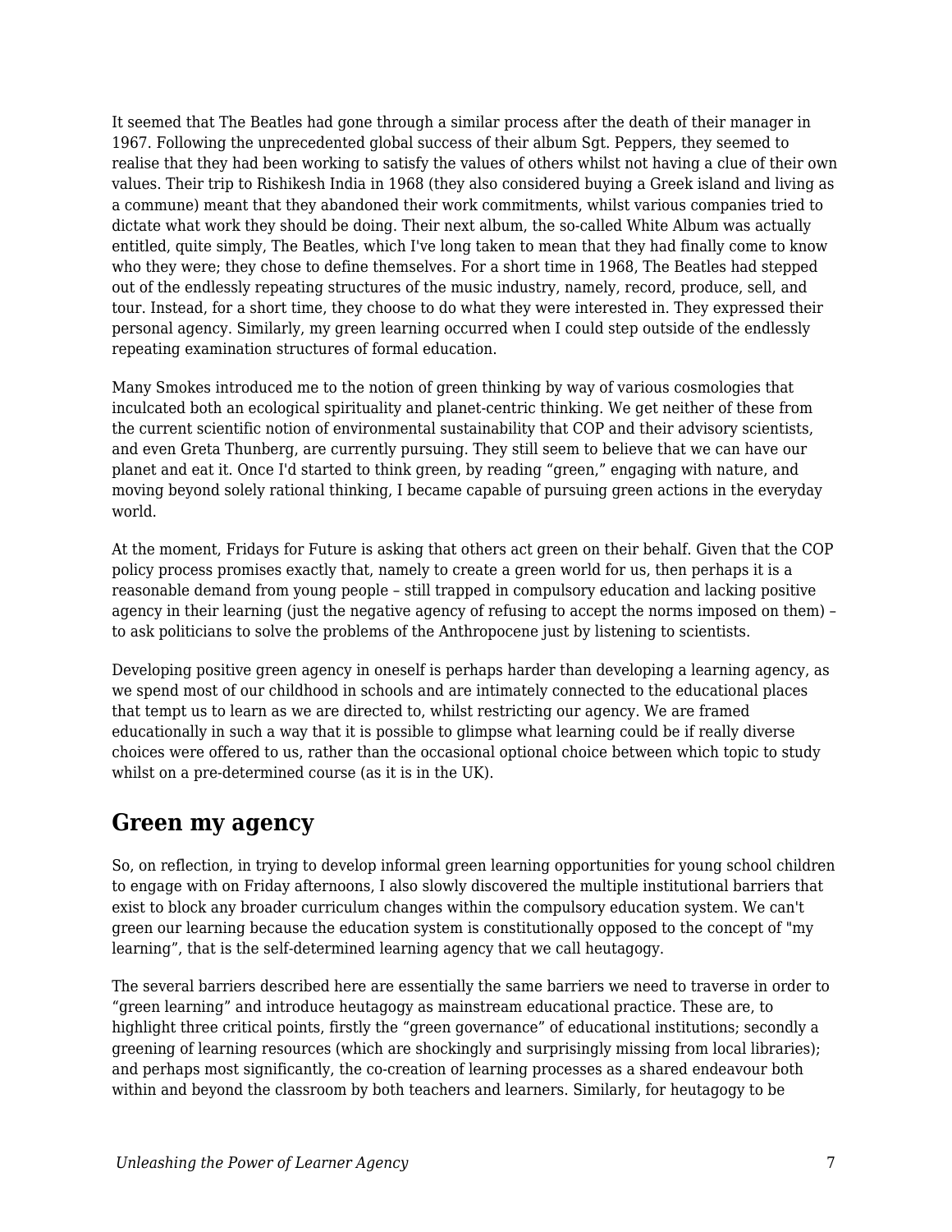It seemed that The Beatles had gone through a similar process after the death of their manager in 1967. Following the unprecedented global success of their album Sgt. Peppers, they seemed to realise that they had been working to satisfy the values of others whilst not having a clue of their own values. Their trip to Rishikesh India in 1968 (they also considered buying a Greek island and living as a commune) meant that they abandoned their work commitments, whilst various companies tried to dictate what work they should be doing. Their next album, the so-called White Album was actually entitled, quite simply, The Beatles, which I've long taken to mean that they had finally come to know who they were; they chose to define themselves. For a short time in 1968, The Beatles had stepped out of the endlessly repeating structures of the music industry, namely, record, produce, sell, and tour. Instead, for a short time, they choose to do what they were interested in. They expressed their personal agency. Similarly, my green learning occurred when I could step outside of the endlessly repeating examination structures of formal education.

Many Smokes introduced me to the notion of green thinking by way of various cosmologies that inculcated both an ecological spirituality and planet-centric thinking. We get neither of these from the current scientific notion of environmental sustainability that COP and their advisory scientists, and even Greta Thunberg, are currently pursuing. They still seem to believe that we can have our planet and eat it. Once I'd started to think green, by reading "green," engaging with nature, and moving beyond solely rational thinking, I became capable of pursuing green actions in the everyday world.

At the moment, Fridays for Future is asking that others act green on their behalf. Given that the COP policy process promises exactly that, namely to create a green world for us, then perhaps it is a reasonable demand from young people – still trapped in compulsory education and lacking positive agency in their learning (just the negative agency of refusing to accept the norms imposed on them) – to ask politicians to solve the problems of the Anthropocene just by listening to scientists.

Developing positive green agency in oneself is perhaps harder than developing a learning agency, as we spend most of our childhood in schools and are intimately connected to the educational places that tempt us to learn as we are directed to, whilst restricting our agency. We are framed educationally in such a way that it is possible to glimpse what learning could be if really diverse choices were offered to us, rather than the occasional optional choice between which topic to study whilst on a pre-determined course (as it is in the UK).

## Green my agency

So, on reflection, in trying to develop informal green learning opportunities for young school children to engage with on Friday afternoons, I also slowly discovered the multiple institutional barriers that exist to block any broader curriculum changes within the compulsory education system. We can't green our learning because the education system is constitutionally opposed to the concept of "my learning", that is the self-determined learning agency that we call heutagogy.

The several barriers described here are essentially the same barriers we need to traverse in order to "green learning" and introduce heutagogy as mainstream educational practice. These are, to highlight three critical points, firstly the "green governance" of educational institutions; secondly a greening of learning resources (which are shockingly and surprisingly missing from local libraries); and perhaps most significantly, the co-creation of learning processes as a shared endeavour both within and beyond the classroom by both teachers and learners. Similarly, for heutagogy to be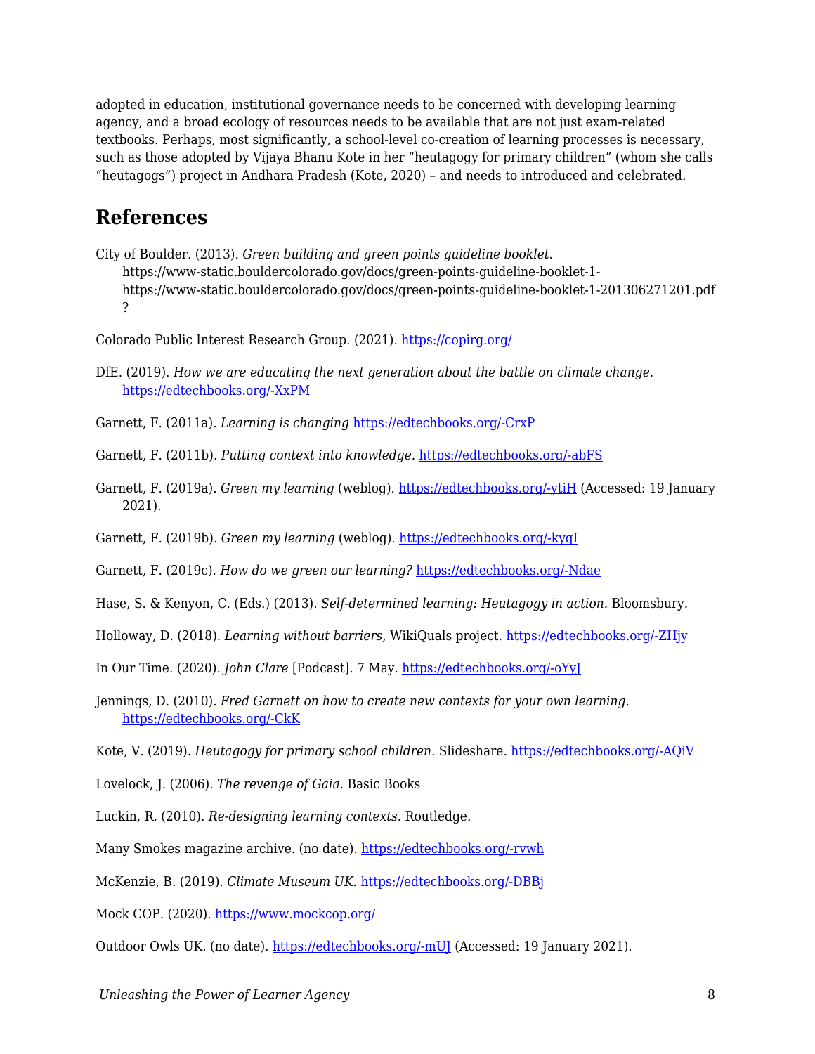adopted in education, institutional governance needs to be concerned with developing learning agency, and a broad ecology of resources needs to be available that are not just exam-related textbooks. Perhaps, most significantly, a school-level co-creation of learning processes is necessary, such as those adopted by Vijaya Bhanu Kote in her "heutagogy for primary children" (whom she calls "heutagogs") project in Andhara Pradesh (Kote, 2020) – and needs to introduced and celebrated.

## References

City of Boulder. (2013). *Green building and green points guideline booklet.* https://www-static.bouldercolorado.gov/docs/green-points-guideline-booklet-1-https://www-static.bouldercolorado.gov/docs/green-points-guideline-booklet-1-201306271201.pdf?

Colorado Public Interest Research Group. (2021). https://copirg.org/

DfE. (2019). *How we are educating the next generation about the battle on climate change.* https://edtechbooks.org/-XxPM

Garnett, F. (2011a). *Learning is changing* https://edtechbooks.org/-CrxP

Garnett, F. (2011b). *Putting context into knowledge.* https://edtechbooks.org/-abFS

Garnett, F. (2019a). *Green my learning* (weblog). https://edtechbooks.org/-ytiH (Accessed: 19 January 2021).

Garnett, F. (2019b). *Green my learning* (weblog). https://edtechbooks.org/-kyqI

Garnett, F. (2019c). *How do we green our learning?* https://edtechbooks.org/-Ndae

Hase, S. & Kenyon, C. (Eds.) (2013). *Self-determined learning: Heutagogy in action.* Bloomsbury.

Holloway, D. (2018). *Learning without barriers*, WikiQuals project. https://edtechbooks.org/-ZHjy

In Our Time. (2020). *John Clare* [Podcast]. 7 May. https://edtechbooks.org/-oYyJ

Jennings, D. (2010). *Fred Garnett on how to create new contexts for your own learning.* https://edtechbooks.org/-CkK

Kote, V. (2019). *Heutagogy for primary school children.* Slideshare. https://edtechbooks.org/-AQiV

Lovelock, J. (2006). *The revenge of Gaia.* Basic Books

Luckin, R. (2010). *Re-designing learning contexts*. Routledge.

Many Smokes magazine archive. (no date). https://edtechbooks.org/-rvwh

McKenzie, B. (2019). *Climate Museum UK.* https://edtechbooks.org/-DBBj

Mock COP. (2020). https://www.mockcop.org/

Outdoor Owls UK. (no date). https://edtechbooks.org/-mUJ (Accessed: 19 January 2021).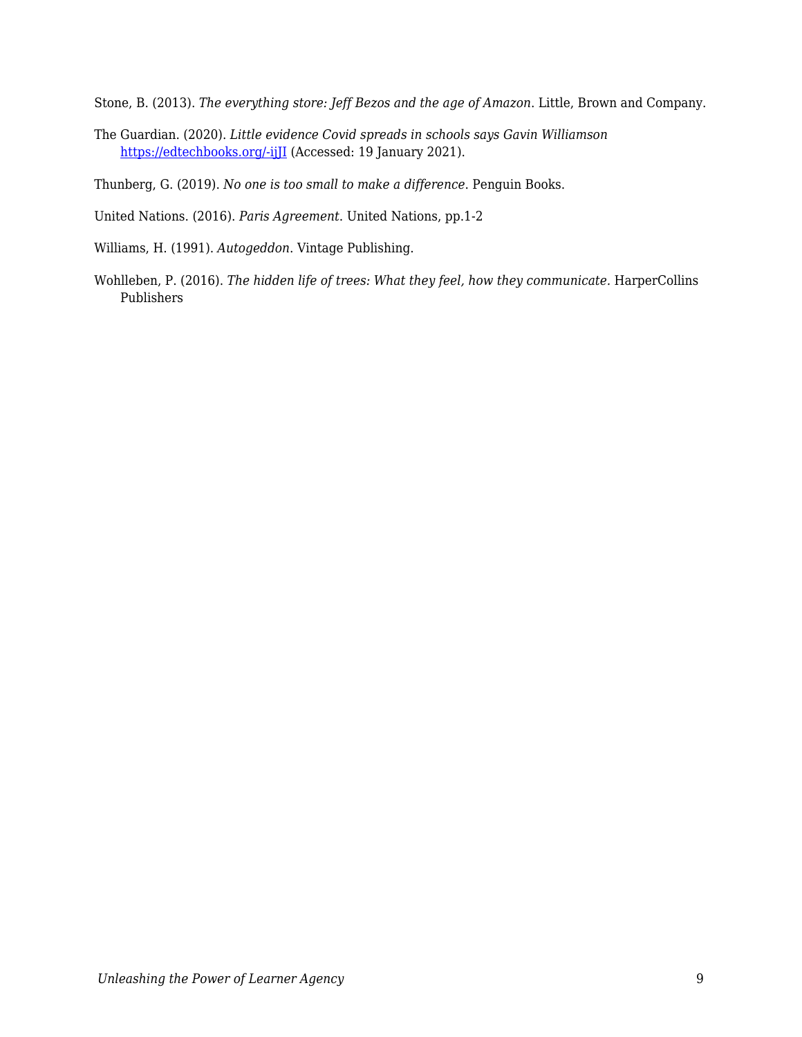Stone, B. (2013). *The everything store: Jeff Bezos and the age of Amazon*. Little, Brown and Company.

The Guardian. (2020). *Little evidence Covid spreads in schools says Gavin Williamson* [https://edtechbooks.org/-ijJI](https://edtechbooks.org/-ijJI) (Accessed: 19 January 2021).

Thunberg, G. (2019). *No one is too small to make a difference*. Penguin Books.

United Nations. (2016). *Paris Agreement*. United Nations, pp.1-2

Williams, H. (1991). *Autogeddon*. Vintage Publishing.

Wohlleben, P. (2016). *The hidden life of trees: What they feel, how they communicate.* HarperCollins Publishers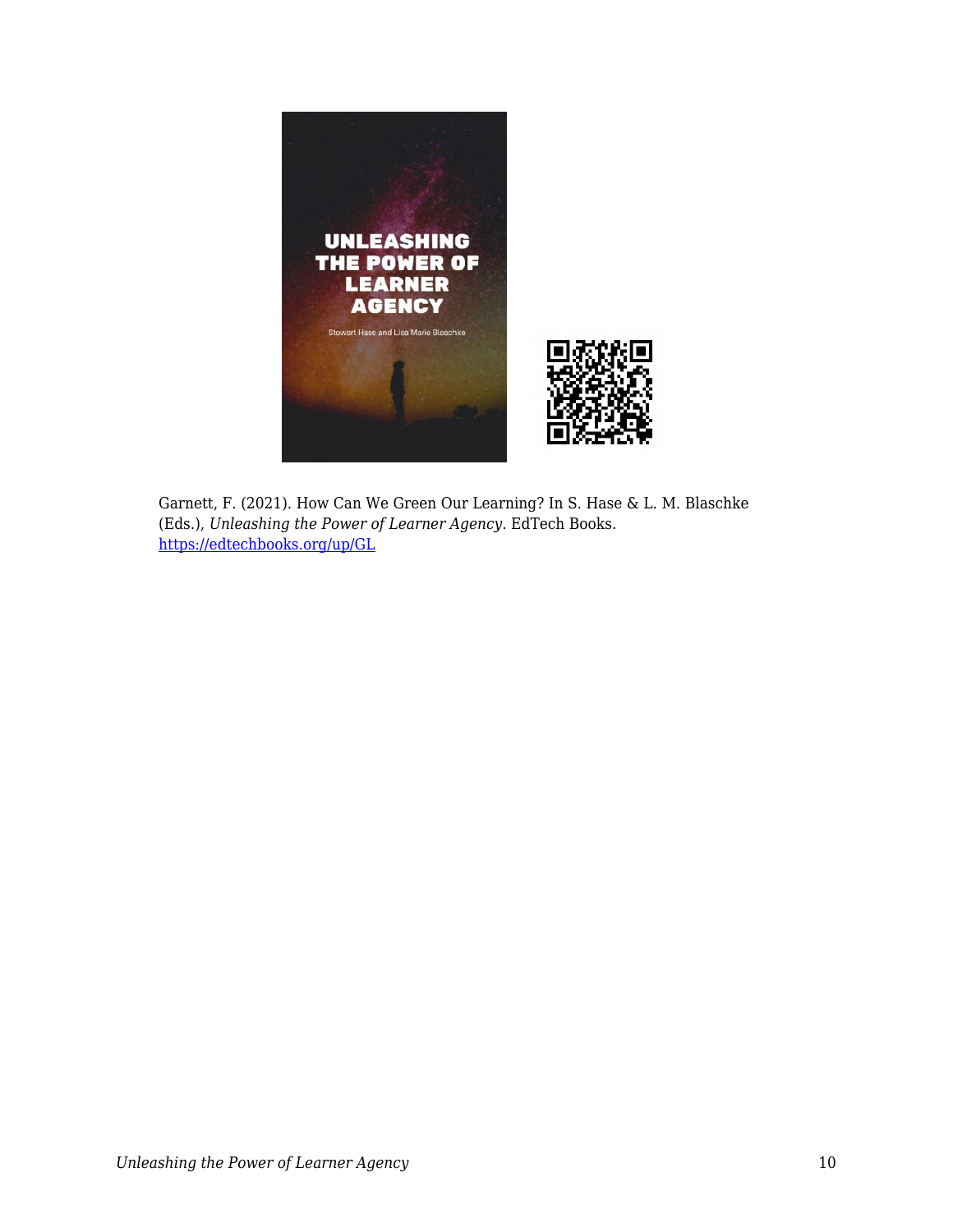Garnett, F. (2021). How Can We Green Our Learning? In S. Hase & L. M. Blaschke (Eds.), *Unleashing the Power of Learner Agency*. EdTech Books. [https://edtechbooks.org/up/GL](https://edtechbooks.org/up/GL)